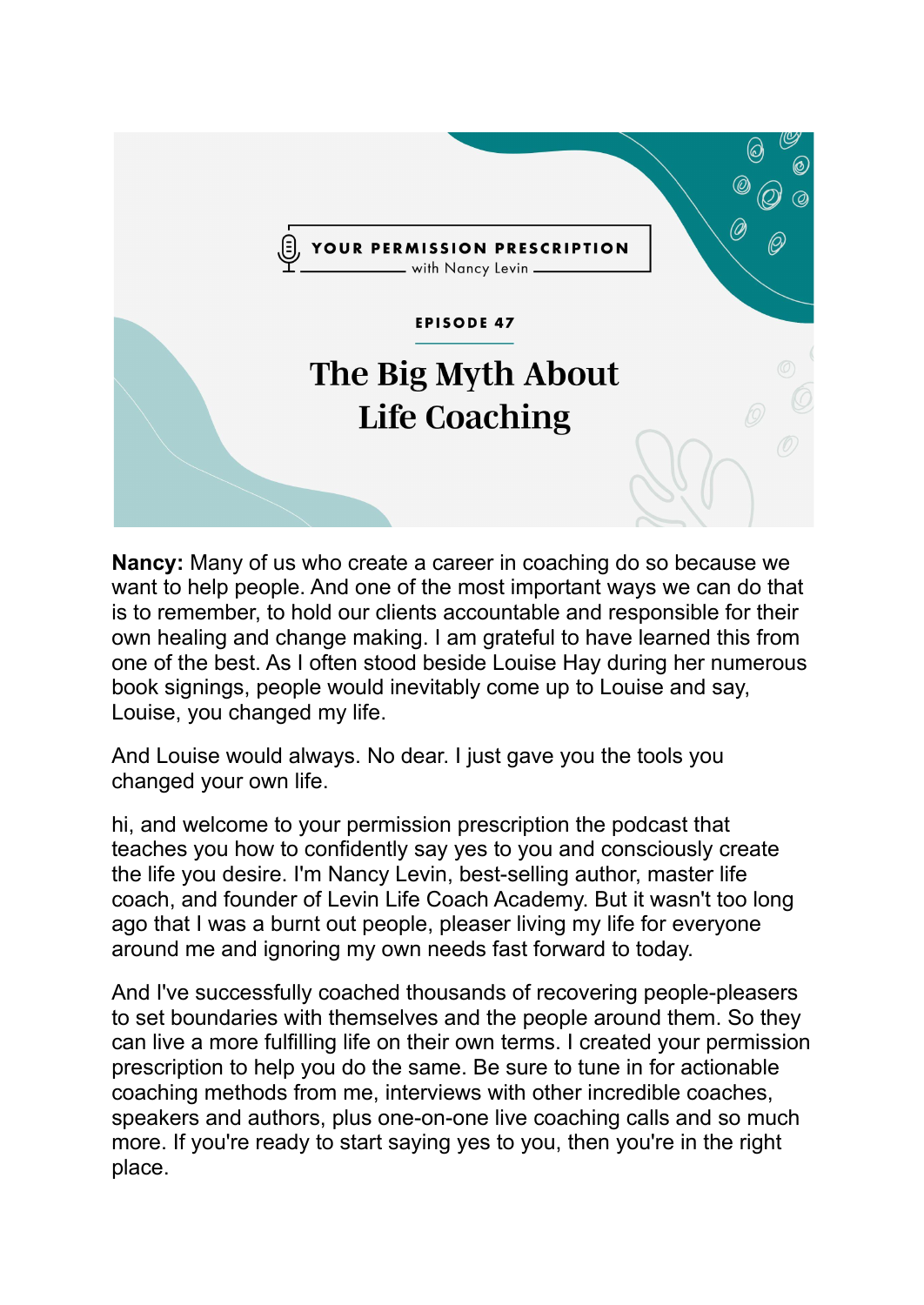YOUR PERMISSION PRESCRIPTION

with Nancy Levin

EPISODE 47

# The Big Myth About Life Coaching

**Nancy:** Many of us who create a career in coaching do so because we want to help people. And one of the most important ways we can do that is to remember, to hold our clients accountable and responsible for their own healing and change making. I am grateful to have learned this from one of the best. As I often stood beside Louise Hay during her numerous book signings, people would inevitably come up to Louise and say, Louise, you changed my life.

And Louise would always. No dear. I just gave you the tools you changed your own life.

hi, and welcome to your permission prescription the podcast that teaches you how to confidently say yes to you and consciously create the life you desire. I'm Nancy Levin, best-selling author, master life coach, and founder of Levin Life Coach Academy. But it wasn't too long ago that I was a burnt out people, pleaser living my life for everyone around me and ignoring my own needs fast forward to today.

And I've successfully coached thousands of recovering people-pleasers to set boundaries with themselves and the people around them. So they can live a more fulfilling life on their own terms. I created your permission prescription to help you do the same. Be sure to tune in for actionable coaching methods from me, interviews with other incredible coaches, speakers and authors, plus one-on-one live coaching calls and so much more. If you're ready to start saying yes to you, then you're in the right place.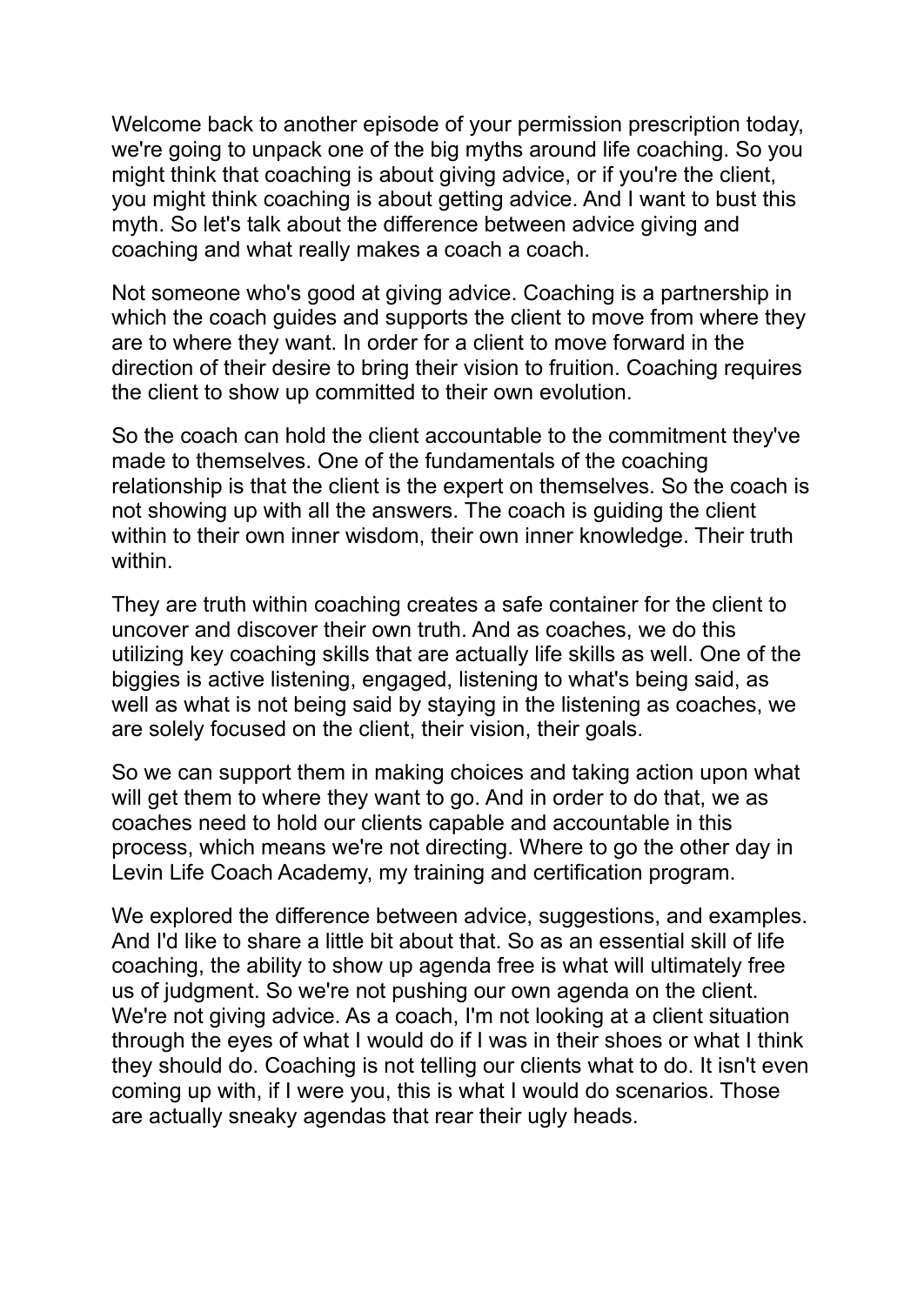Welcome back to another episode of your permission prescription today, we're going to unpack one of the big myths around life coaching. So you might think that coaching is about giving advice, or if you're the client, you might think coaching is about getting advice. And I want to bust this myth. So let's talk about the difference between advice giving and coaching and what really makes a coach a coach.

Not someone who's good at giving advice. Coaching is a partnership in which the coach guides and supports the client to move from where they are to where they want. In order for a client to move forward in the direction of their desire to bring their vision to fruition. Coaching requires the client to show up committed to their own evolution.

So the coach can hold the client accountable to the commitment they've made to themselves. One of the fundamentals of the coaching relationship is that the client is the expert on themselves. So the coach is not showing up with all the answers. The coach is guiding the client within to their own inner wisdom, their own inner knowledge. Their truth within.

They are truth within coaching creates a safe container for the client to uncover and discover their own truth. And as coaches, we do this utilizing key coaching skills that are actually life skills as well. One of the biggies is active listening, engaged, listening to what's being said, as well as what is not being said by staying in the listening as coaches, we are solely focused on the client, their vision, their goals.

So we can support them in making choices and taking action upon what will get them to where they want to go. And in order to do that, we as coaches need to hold our clients capable and accountable in this process, which means we're not directing. Where to go the other day in Levin Life Coach Academy, my training and certification program.

We explored the difference between advice, suggestions, and examples. And I'd like to share a little bit about that. So as an essential skill of life coaching, the ability to show up agenda free is what will ultimately free us of judgment. So we're not pushing our own agenda on the client. We're not giving advice. As a coach, I'm not looking at a client situation through the eyes of what I would do if I was in their shoes or what I think they should do. Coaching is not telling our clients what to do. It isn't even coming up with, if I were you, this is what I would do scenarios. Those are actually sneaky agendas that rear their ugly heads.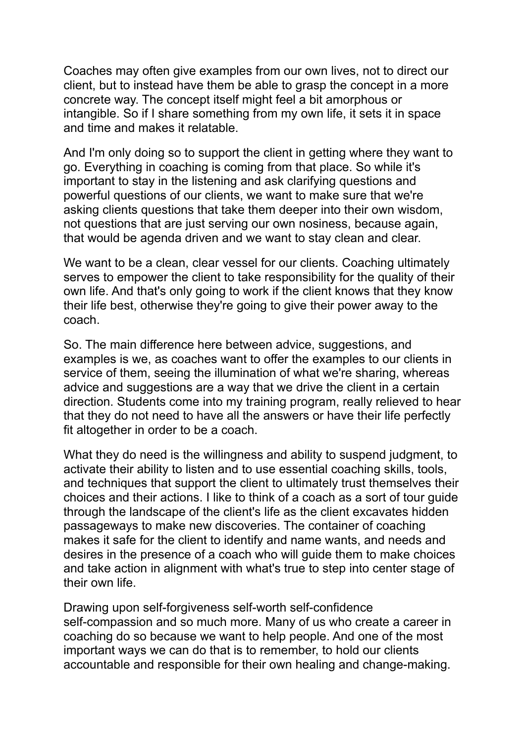Coaches may often give examples from our own lives, not to direct our client, but to instead have them be able to grasp the concept in a more concrete way. The concept itself might feel a bit amorphous or intangible. So if I share something from my own life, it sets it in space and time and makes it relatable.

And I'm only doing so to support the client in getting where they want to go. Everything in coaching is coming from that place. So while it's important to stay in the listening and ask clarifying questions and powerful questions of our clients, we want to make sure that we're asking clients questions that take them deeper into their own wisdom, not questions that are just serving our own nosiness, because again, that would be agenda driven and we want to stay clean and clear.

We want to be a clean, clear vessel for our clients. Coaching ultimately serves to empower the client to take responsibility for the quality of their own life. And that's only going to work if the client knows that they know their life best, otherwise they're going to give their power away to the coach.

So. The main difference here between advice, suggestions, and examples is we, as coaches want to offer the examples to our clients in service of them, seeing the illumination of what we're sharing, whereas advice and suggestions are a way that we drive the client in a certain direction. Students come into my training program, really relieved to hear that they do not need to have all the answers or have their life perfectly fit altogether in order to be a coach.

What they do need is the willingness and ability to suspend judgment, to activate their ability to listen and to use essential coaching skills, tools, and techniques that support the client to ultimately trust themselves their choices and their actions. I like to think of a coach as a sort of tour guide through the landscape of the client's life as the client excavates hidden passageways to make new discoveries. The container of coaching makes it safe for the client to identify and name wants, and needs and desires in the presence of a coach who will guide them to make choices and take action in alignment with what's true to step into center stage of their own life.

Drawing upon self-forgiveness self-worth self-confidence self-compassion and so much more. Many of us who create a career in coaching do so because we want to help people. And one of the most important ways we can do that is to remember, to hold our clients accountable and responsible for their own healing and change-making.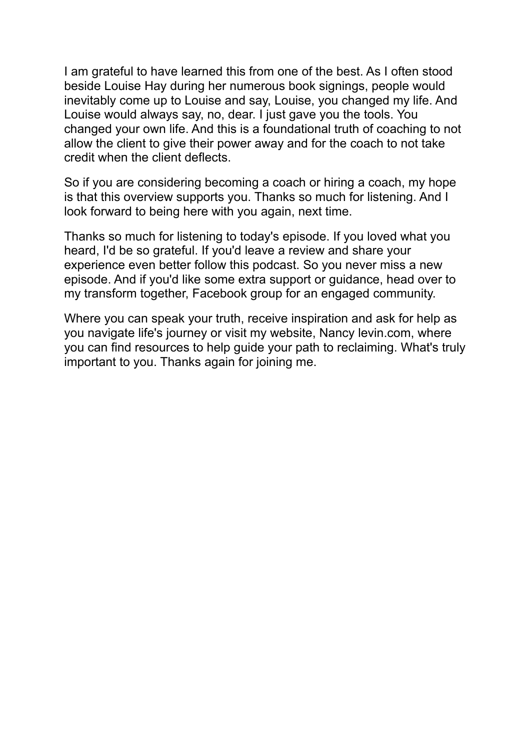I am grateful to have learned this from one of the best. As I often stood beside Louise Hay during her numerous book signings, people would inevitably come up to Louise and say, Louise, you changed my life. And Louise would always say, no, dear. I just gave you the tools. You changed your own life. And this is a foundational truth of coaching to not allow the client to give their power away and for the coach to not take credit when the client deflects.

So if you are considering becoming a coach or hiring a coach, my hope is that this overview supports you. Thanks so much for listening. And I look forward to being here with you again, next time.

Thanks so much for listening to today's episode. If you loved what you heard, I'd be so grateful. If you'd leave a review and share your experience even better follow this podcast. So you never miss a new episode. And if you'd like some extra support or guidance, head over to my transform together, Facebook group for an engaged community.

Where you can speak your truth, receive inspiration and ask for help as you navigate life's journey or visit my website, Nancy levin.com, where you can find resources to help guide your path to reclaiming. What's truly important to you. Thanks again for joining me.